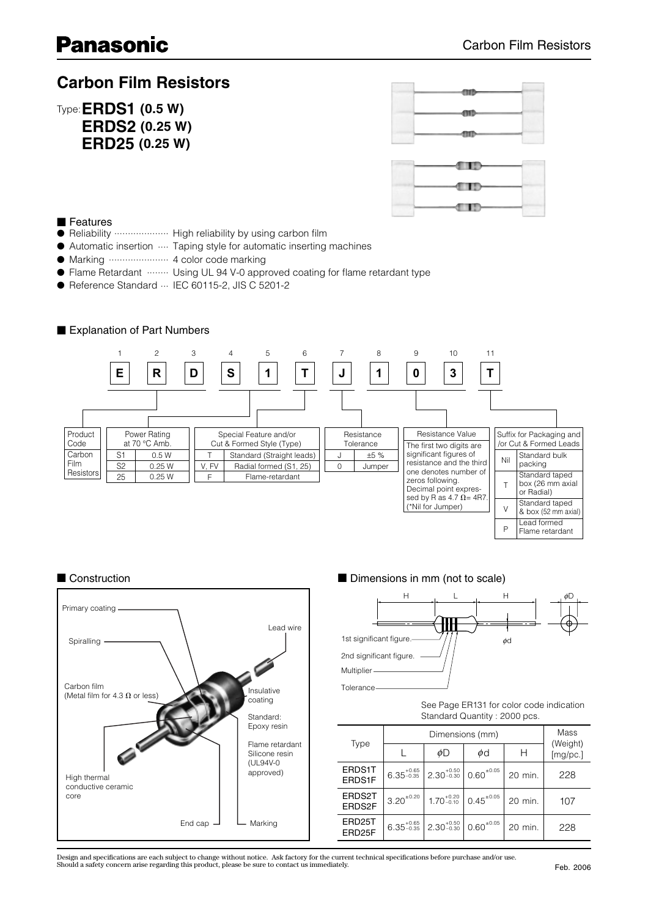Panasonic

Carbon Film Resistors

# Carbon Film Resistors

Type: **ERDS1 (0.5 W)**
**ERDS2 (0.25 W)**
**ERD25 (0.25 W)**

## Features

- Reliability ..................... High reliability by using carbon film
- Automatic insertion .... Taping style for automatic inserting machines
- Marking ...................... 4 color code marking
- Flame Retardant ........ Using UL 94 V-0 approved coating for flame retardant type
- Reference Standard ··· IEC 60115-2, JIS C 5201-2

## Explanation of Part Numbers

| 1 | 2 | 3 | 4 | 5 | 6 | 7 | 8 | 9 | 10 | 11 |
|---|---|---|---|---|---|---|---|---|---|---|
| E | R | D | S | 1 | T | J | 1 | 0 | 3 | T |

**Product Code**

| Product Code |
|---|
| Carbon Film Resistors |

**Power Rating at 70 °C Amb.**

| Code | Rating |
|---|---|
| S1 | 0.5 W |
| S2 | 0.25 W |
| 25 | 0.25 W |

**Special Feature and/or Cut & Formed Style (Type)**

| Code | Feature |
|---|---|
| T | Standard (Straight leads) |
| V, FV | Radial formed (S1, 25) |
| F | Flame-retardant |

**Resistance Tolerance**

| Code | Tolerance |
|---|---|
| J | ±5 % |
| 0 | Jumper |

**Resistance Value**

The first two digits are significant figures of resistance and the third one denotes number of zeros following. Decimal point expressed by R as 4.7 Ω= 4R7. (*Nil for Jumper)

**Suffix for Packaging and /or Cut & Formed Leads**

| Code | Packaging |
|---|---|
| Nil | Standard bulk packing |
| T | Standard taped box (26 mm axial or Radial) |
| V | Standard taped & box (52 mm axial) |
| P | Lead formed Flame retardant |

## Construction

Primary coating
Spiralling
Carbon film (Metal film for 4.3 Ω or less)
High thermal conductive ceramic core
End cap
Marking
Insulative coating
Standard: Epoxy resin
Flame retardant Silicone resin (UL94V-0 approved)
Lead wire

## Dimensions in mm (not to scale)

H, L, H, φD, φd

1st significant figure.
2nd significant figure.
Multiplier
Tolerance

See Page ER131 for color code indication
Standard Quantity : 2000 pcs.

| Type | Dimensions (mm) | | | | Mass (Weight) [mg/pc.] |
|---|---|---|---|---|---|
| | L | φD | φd | H | |
| ERDS1T ERDS1F | $6.35^{+0.65}_{-0.35}$ | $2.30^{+0.50}_{-0.30}$ | $0.60^{\pm0.05}$ | 20 min. | 228 |
| ERDS2T ERDS2F | $3.20^{\pm0.20}$ | $1.70^{+0.20}_{-0.10}$ | $0.45^{\pm0.05}$ | 20 min. | 107 |
| ERD25T ERD25F | $6.35^{+0.65}_{-0.35}$ | $2.30^{+0.50}_{-0.30}$ | $0.60^{\pm0.05}$ | 20 min. | 228 |

Design and specifications are each subject to change without notice. Ask factory for the current technical specifications before purchase and/or use.
Should a safety concern arise regarding this product, please be sure to contact us immediately.

Feb. 2006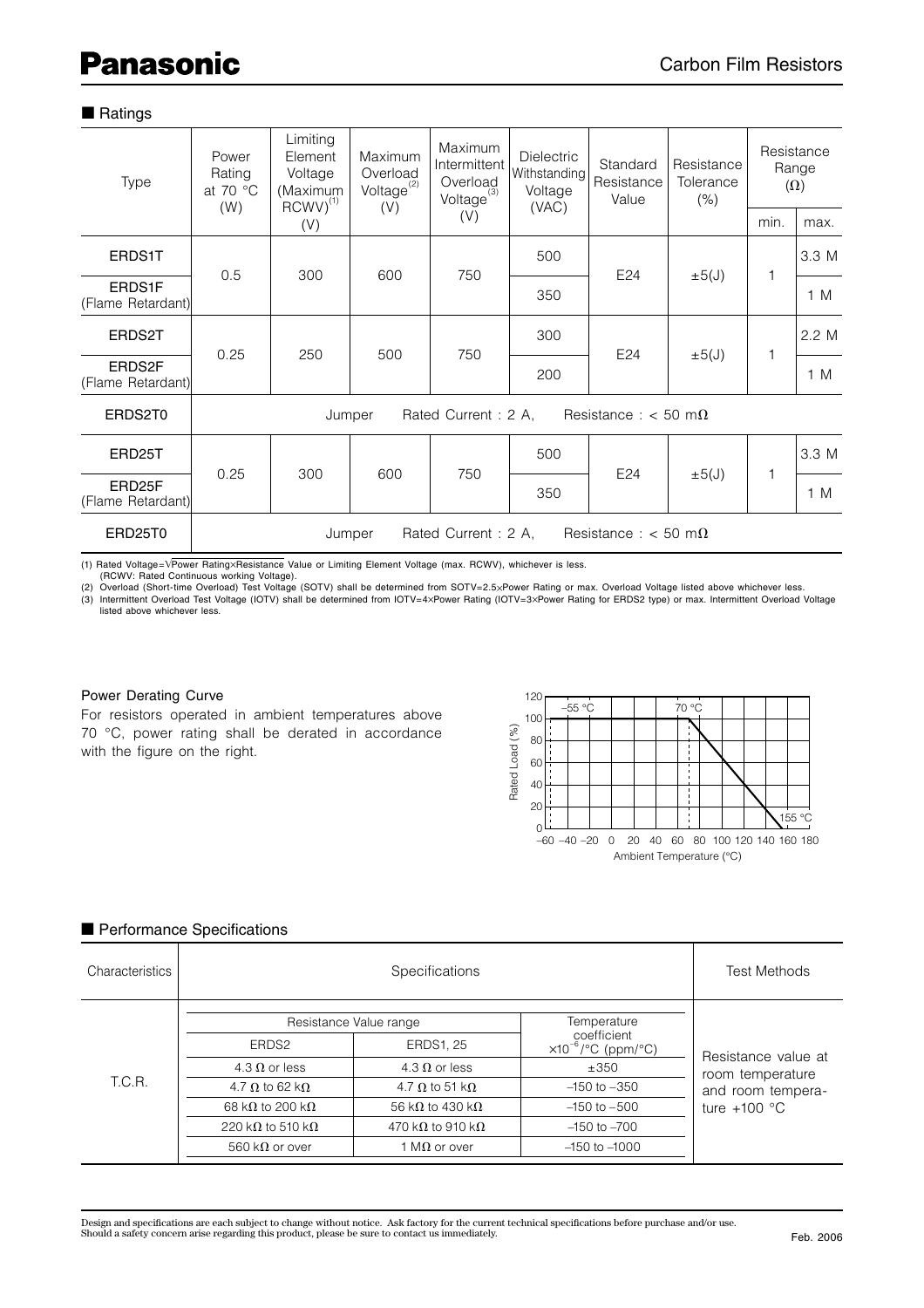## ■ Ratings

| Type | Power Rating at 70 °C (W) | Limiting Element Voltage (Maximum RCWV)(1) (V) | Maximum Overload Voltage(2) (V) | Maximum Intermittent Overload Voltage(3) (V) | Dielectric Withstanding Voltage (VAC) | Standard Resistance Value | Resistance Tolerance (%) | Resistance Range (Ω) | |
|---|---|---|---|---|---|---|---|---|---|
| | | | | | | | | min. | max. |
| ERDS1T | 0.5 | 300 | 600 | 750 | 500 | E24 | ±5(J) | 1 | 3.3 M |
| ERDS1F (Flame Retardant) | | | | | 350 | | | | 1 M |
| ERDS2T | 0.25 | 250 | 500 | 750 | 300 | E24 | ±5(J) | 1 | 2.2 M |
| ERDS2F (Flame Retardant) | | | | | 200 | | | | 1 M |
| ERDS2T0 | Jumper | Rated Current : 2 A, | Resistance : < 50 mΩ | | | | | | |
| ERD25T | 0.25 | 300 | 600 | 750 | 500 | E24 | ±5(J) | 1 | 3.3 M |
| ERD25F (Flame Retardant) | | | | | 350 | | | | 1 M |
| ERD25T0 | Jumper | Rated Current : 2 A, | Resistance : < 50 mΩ | | | | | | |

(1) Rated Voltage=$\sqrt{\text{Power Rating}\times\text{Resistance Value}}$ or Limiting Element Voltage (max. RCWV), whichever is less.
(RCWV: Rated Continuous working Voltage).
(2) Overload (Short-time Overload) Test Voltage (SOTV) shall be determined from SOTV=2.5×Power Rating or max. Overload Voltage listed above whichever less.
(3) Intermittent Overload Test Voltage (IOTV) shall be determined from IOTV=4×Power Rating (IOTV=3×Power Rating for ERDS2 type) or max. Intermittent Overload Voltage listed above whichever less.

### Power Derating Curve

For resistors operated in ambient temperatures above 70 °C, power rating shall be derated in accordance with the figure on the right.

## ■ Performance Specifications

| Characteristics | Specifications | | | Test Methods |
|---|---|---|---|---|
| | Resistance Value range | | Temperature coefficient $\times10^{-6}$/°C (ppm/°C) | |
| | ERDS2 | ERDS1, 25 | | |
| T.C.R. | 4.3 Ω or less | 4.3 Ω or less | ±350 | Resistance value at room temperature and room temperature +100 °C |
| | 4.7 Ω to 62 kΩ | 4.7 Ω to 51 kΩ | –150 to –350 | |
| | 68 kΩ to 200 kΩ | 56 kΩ to 430 kΩ | –150 to –500 | |
| | 220 kΩ to 510 kΩ | 470 kΩ to 910 kΩ | –150 to –700 | |
| | 560 kΩ or over | 1 MΩ or over | –150 to –1000 | |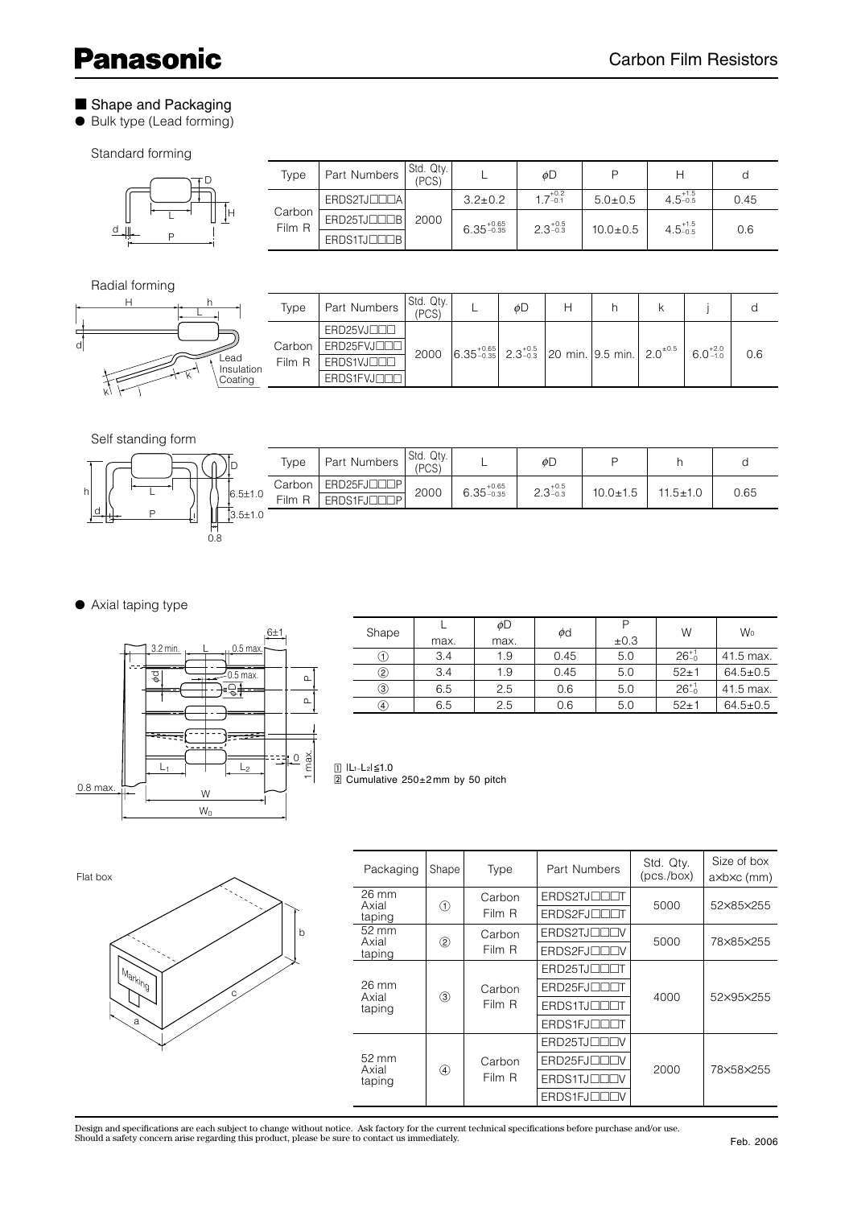## ■ Shape and Packaging

● Bulk type (Lead forming)

Standard forming

| Type | Part Numbers | Std. Qty. (PCS) | L | φD | P | H | d |
|---|---|---|---|---|---|---|---|
| Carbon Film R | ERDS2TJ□□□A | 2000 | 3.2±0.2 | $1.7^{+0.2}_{-0.1}$ | 5.0±0.5 | $4.5^{+1.5}_{-0.5}$ | 0.45 |
| | ERD25TJ□□□B | | $6.35^{+0.65}_{-0.35}$ | $2.3^{+0.5}_{-0.3}$ | 10.0±0.5 | $4.5^{+1.5}_{-0.5}$ | 0.6 |
| | ERDS1TJ□□□B | | | | | | |

Radial forming

| Type | Part Numbers | Std. Qty. (PCS) | L | φD | H | h | k | j | d |
|---|---|---|---|---|---|---|---|---|---|
| Carbon Film R | ERD25VJ□□□ | 2000 | $6.35^{+0.65}_{-0.35}$ | $2.3^{+0.5}_{-0.3}$ | 20 min. | 9.5 min. | $2.0^{\pm0.5}$ | $6.0^{+2.0}_{-1.0}$ | 0.6 |
| | ERD25FVJ□□□ | | | | | | | | |
| | ERDS1VJ□□□ | | | | | | | | |
| | ERDS1FVJ□□□ | | | | | | | | |

Self standing form

| Type | Part Numbers | Std. Qty. (PCS) | L | φD | P | h | d |
|---|---|---|---|---|---|---|---|
| Carbon Film R | ERD25FJ□□□P | 2000 | $6.35^{+0.65}_{-0.35}$ | $2.3^{+0.5}_{-0.3}$ | 10.0±1.5 | 11.5±1.0 | 0.65 |
| | ERDS1FJ□□□P | | | | | | |

● Axial taping type

| Shape | L max. | φD max. | φd | P ±0.3 | W | $W_0$ |
|---|---|---|---|---|---|---|
| ① | 3.4 | 1.9 | 0.45 | 5.0 | $26^{+1}_{-0}$ | 41.5 max. |
| ② | 3.4 | 1.9 | 0.45 | 5.0 | 52±1 | 64.5±0.5 |
| ③ | 6.5 | 2.5 | 0.6 | 5.0 | $26^{+1}_{-0}$ | 41.5 max. |
| ④ | 6.5 | 2.5 | 0.6 | 5.0 | 52±1 | 64.5±0.5 |

1. $|L_1-L_2|\leqq1.0$
2. Cumulative 250±2mm by 50 pitch

Flat box

| Packaging | Shape | Type | Part Numbers | Std. Qty. (pcs./box) | Size of box a×b×c (mm) |
|---|---|---|---|---|---|
| 26 mm Axial taping | ① | Carbon Film R | ERDS2TJ□□□T | 5000 | 52×85×255 |
| | | | ERDS2FJ□□□T | | |
| 52 mm Axial taping | ② | Carbon Film R | ERDS2TJ□□□V | 5000 | 78×85×255 |
| | | | ERDS2FJ□□□V | | |
| 26 mm Axial taping | ③ | Carbon Film R | ERD25TJ□□□T | 4000 | 52×95×255 |
| | | | ERD25FJ□□□T | | |
| | | | ERDS1TJ□□□T | | |
| | | | ERDS1FJ□□□T | | |
| 52 mm Axial taping | ④ | Carbon Film R | ERD25TJ□□□V | 2000 | 78×58×255 |
| | | | ERD25FJ□□□V | | |
| | | | ERDS1TJ□□□V | | |
| | | | ERDS1FJ□□□V | | |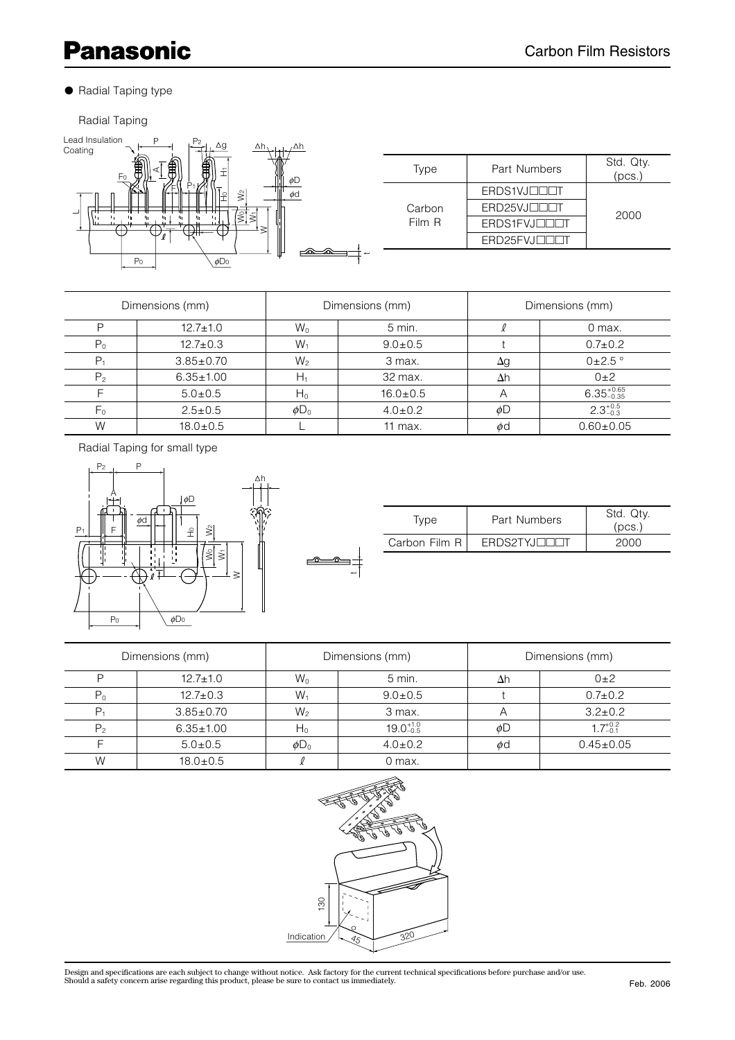● Radial Taping type

Radial Taping

| Type | Part Numbers | Std. Qty. (pcs.) |
|---|---|---|
| Carbon Film R | ERDS1VJ□□□T | 2000 |
| | ERD25VJ□□□T | |
| | ERDS1FVJ□□□T | |
| | ERD25FVJ□□□T | |

| Dimensions (mm) | | Dimensions (mm) | | Dimensions (mm) | |
|---|---|---|---|---|---|
| P | 12.7±1.0 | $W_0$ | 5 min. | ℓ | 0 max. |
| $P_0$ | 12.7±0.3 | $W_1$ | 9.0±0.5 | t | 0.7±0.2 |
| $P_1$ | 3.85±0.70 | $W_2$ | 3 max. | Δg | 0±2.5 ° |
| $P_2$ | 6.35±1.00 | $H_1$ | 32 max. | Δh | 0±2 |
| F | 5.0±0.5 | $H_0$ | 16.0±0.5 | A | $6.35^{+0.65}_{-0.35}$ |
| $F_0$ | 2.5±0.5 | $\phi D_0$ | 4.0±0.2 | $\phi D$ | $2.3^{+0.5}_{-0.3}$ |
| W | 18.0±0.5 | L | 11 max. | $\phi d$ | 0.60±0.05 |

Radial Taping for small type

| Type | Part Numbers | Std. Qty. (pcs.) |
|---|---|---|
| Carbon Film R | ERDS2TYJ□□□T | 2000 |

| Dimensions (mm) | | Dimensions (mm) | | Dimensions (mm) | |
|---|---|---|---|---|---|
| P | 12.7±1.0 | $W_0$ | 5 min. | Δh | 0±2 |
| $P_0$ | 12.7±0.3 | $W_1$ | 9.0±0.5 | t | 0.7±0.2 |
| $P_1$ | 3.85±0.70 | $W_2$ | 3 max. | A | 3.2±0.2 |
| $P_2$ | 6.35±1.00 | $H_0$ | $19.0^{+1.0}_{-0.5}$ | $\phi D$ | $1.7^{+0.2}_{-0.1}$ |
| F | 5.0±0.5 | $\phi D_0$ | 4.0±0.2 | $\phi d$ | 0.45±0.05 |
| W | 18.0±0.5 | ℓ | 0 max. | | |

Design and specifications are each subject to change without notice. Ask factory for the current technical specifications before purchase and/or use.
Should a safety concern arise regarding this product, please be sure to contact us immediately.

Feb. 2006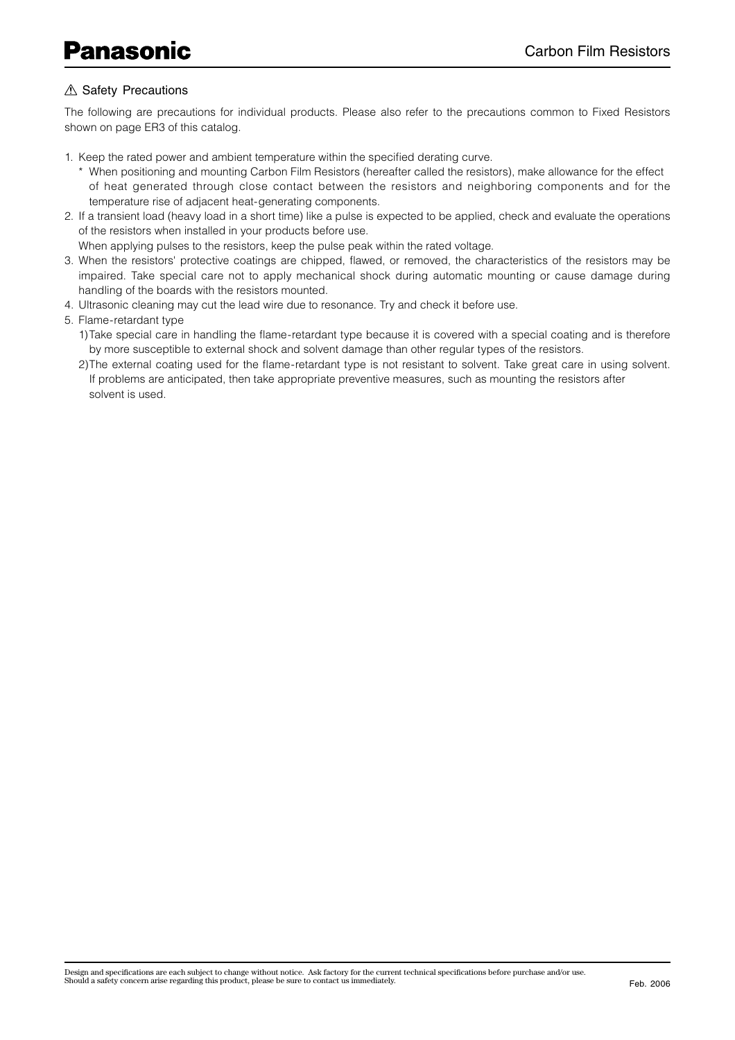## ⚠ Safety Precautions

The following are precautions for individual products. Please also refer to the precautions common to Fixed Resistors shown on page ER3 of this catalog.

1. Keep the rated power and ambient temperature within the specified derating curve.
   * When positioning and mounting Carbon Film Resistors (hereafter called the resistors), make allowance for the effect of heat generated through close contact between the resistors and neighboring components and for the temperature rise of adjacent heat-generating components.
2. If a transient load (heavy load in a short time) like a pulse is expected to be applied, check and evaluate the operations of the resistors when installed in your products before use.
   When applying pulses to the resistors, keep the pulse peak within the rated voltage.
3. When the resistors' protective coatings are chipped, flawed, or removed, the characteristics of the resistors may be impaired. Take special care not to apply mechanical shock during automatic mounting or cause damage during handling of the boards with the resistors mounted.
4. Ultrasonic cleaning may cut the lead wire due to resonance. Try and check it before use.
5. Flame-retardant type
   1) Take special care in handling the flame-retardant type because it is covered with a special coating and is therefore by more susceptible to external shock and solvent damage than other regular types of the resistors.
   2) The external coating used for the flame-retardant type is not resistant to solvent. Take great care in using solvent. If problems are anticipated, then take appropriate preventive measures, such as mounting the resistors after solvent is used.

Design and specifications are each subject to change without notice. Ask factory for the current technical specifications before purchase and/or use.
Should a safety concern arise regarding this product, please be sure to contact us immediately.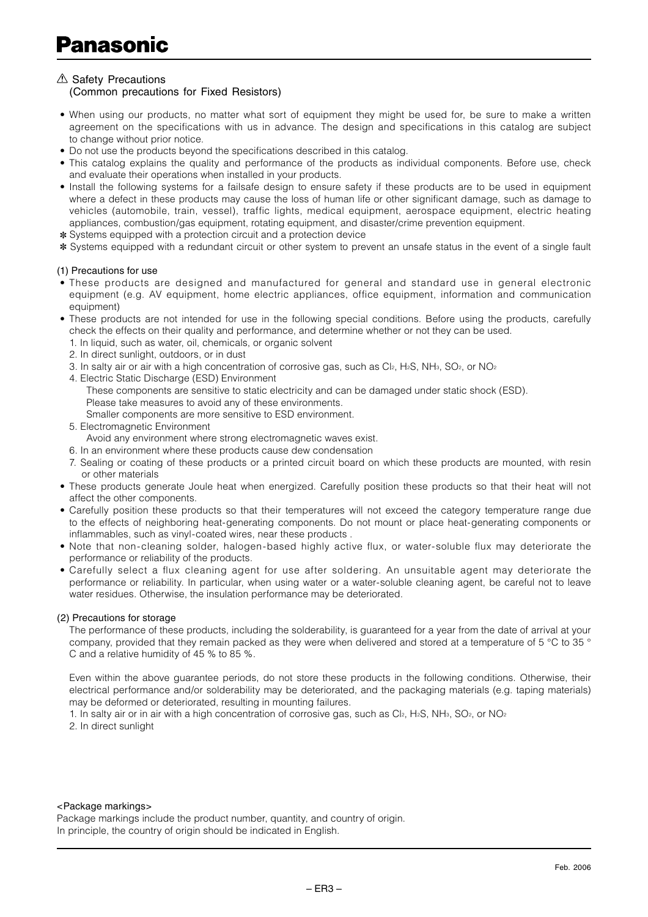## ⚠ Safety Precautions
(Common precautions for Fixed Resistors)

- When using our products, no matter what sort of equipment they might be used for, be sure to make a written agreement on the specifications with us in advance. The design and specifications in this catalog are subject to change without prior notice.
- Do not use the products beyond the specifications described in this catalog.
- This catalog explains the quality and performance of the products as individual components. Before use, check and evaluate their operations when installed in your products.
- Install the following systems for a failsafe design to ensure safety if these products are to be used in equipment where a defect in these products may cause the loss of human life or other significant damage, such as damage to vehicles (automobile, train, vessel), traffic lights, medical equipment, aerospace equipment, electric heating appliances, combustion/gas equipment, rotating equipment, and disaster/crime prevention equipment.

✻ Systems equipped with a protection circuit and a protection device

✻ Systems equipped with a redundant circuit or other system to prevent an unsafe status in the event of a single fault

### (1) Precautions for use

- These products are designed and manufactured for general and standard use in general electronic equipment (e.g. AV equipment, home electric appliances, office equipment, information and communication equipment)
- These products are not intended for use in the following special conditions. Before using the products, carefully check the effects on their quality and performance, and determine whether or not they can be used.
  1. In liquid, such as water, oil, chemicals, or organic solvent
  2. In direct sunlight, outdoors, or in dust
  3. In salty air or air with a high concentration of corrosive gas, such as $Cl_2$, $H_2S$, $NH_3$, $SO_2$, or $NO_2$
  4. Electric Static Discharge (ESD) Environment
     These components are sensitive to static electricity and can be damaged under static shock (ESD).
     Please take measures to avoid any of these environments.
     Smaller components are more sensitive to ESD environment.
  5. Electromagnetic Environment
     Avoid any environment where strong electromagnetic waves exist.
  6. In an environment where these products cause dew condensation
  7. Sealing or coating of these products or a printed circuit board on which these products are mounted, with resin or other materials
- These products generate Joule heat when energized. Carefully position these products so that their heat will not affect the other components.
- Carefully position these products so that their temperatures will not exceed the category temperature range due to the effects of neighboring heat-generating components. Do not mount or place heat-generating components or inflammables, such as vinyl-coated wires, near these products .
- Note that non-cleaning solder, halogen-based highly active flux, or water-soluble flux may deteriorate the performance or reliability of the products.
- Carefully select a flux cleaning agent for use after soldering. An unsuitable agent may deteriorate the performance or reliability. In particular, when using water or a water-soluble cleaning agent, be careful not to leave water residues. Otherwise, the insulation performance may be deteriorated.

### (2) Precautions for storage

The performance of these products, including the solderability, is guaranteed for a year from the date of arrival at your company, provided that they remain packed as they were when delivered and stored at a temperature of 5 °C to 35 °C and a relative humidity of 45 % to 85 %.

Even within the above guarantee periods, do not store these products in the following conditions. Otherwise, their electrical performance and/or solderability may be deteriorated, and the packaging materials (e.g. taping materials) may be deformed or deteriorated, resulting in mounting failures.

1. In salty air or in air with a high concentration of corrosive gas, such as $Cl_2$, $H_2S$, $NH_3$, $SO_2$, or $NO_2$
2. In direct sunlight

<Package markings>

Package markings include the product number, quantity, and country of origin.
In principle, the country of origin should be indicated in English.

Feb. 2006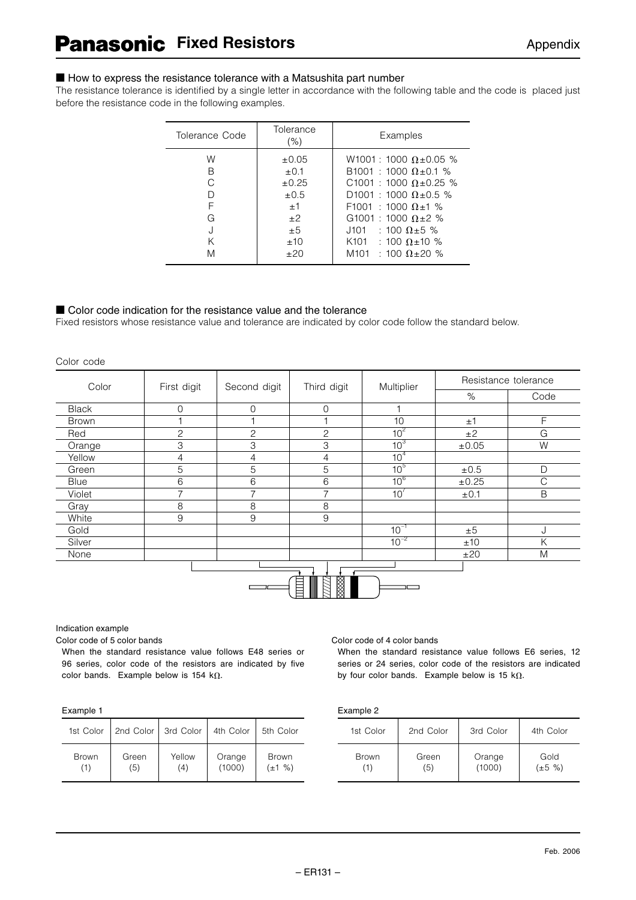## ■ How to express the resistance tolerance with a Matsushita part number

The resistance tolerance is identified by a single letter in accordance with the following table and the code is placed just before the resistance code in the following examples.

| Tolerance Code | Tolerance (%) | Examples |
|---|---|---|
| W | ±0.05 | W1001 : 1000 Ω±0.05 % |
| B | ±0.1 | B1001 : 1000 Ω±0.1 % |
| C | ±0.25 | C1001 : 1000 Ω±0.25 % |
| D | ±0.5 | D1001 : 1000 Ω±0.5 % |
| F | ±1 | F1001 : 1000 Ω±1 % |
| G | ±2 | G1001 : 1000 Ω±2 % |
| J | ±5 | J101 : 100 Ω±5 % |
| K | ±10 | K101 : 100 Ω±10 % |
| M | ±20 | M101 : 100 Ω±20 % |

## ■ Color code indication for the resistance value and the tolerance

Fixed resistors whose resistance value and tolerance are indicated by color code follow the standard below.

Color code

| Color | First digit | Second digit | Third digit | Multiplier | Resistance tolerance | |
|---|---|---|---|---|---|---|
| | | | | | % | Code |
| Black | 0 | 0 | 0 | 1 | | |
| Brown | 1 | 1 | 1 | 10 | ±1 | F |
| Red | 2 | 2 | 2 | $10^2$ | ±2 | G |
| Orange | 3 | 3 | 3 | $10^3$ | ±0.05 | W |
| Yellow | 4 | 4 | 4 | $10^4$ | | |
| Green | 5 | 5 | 5 | $10^5$ | ±0.5 | D |
| Blue | 6 | 6 | 6 | $10^6$ | ±0.25 | C |
| Violet | 7 | 7 | 7 | $10^7$ | ±0.1 | B |
| Gray | 8 | 8 | 8 | | | |
| White | 9 | 9 | 9 | | | |
| Gold | | | | $10^{-1}$ | ±5 | J |
| Silver | | | | $10^{-2}$ | ±10 | K |
| None | | | | | ±20 | M |

Indication example

Color code of 5 color bands

When the standard resistance value follows E48 series or 96 series, color code of the resistors are indicated by five color bands. Example below is 154 kΩ.

Example 1

| 1st Color | 2nd Color | 3rd Color | 4th Color | 5th Color |
|---|---|---|---|---|
| Brown (1) | Green (5) | Yellow (4) | Orange (1000) | Brown (±1 %) |

Color code of 4 color bands

When the standard resistance value follows E6 series, 12 series or 24 series, color code of the resistors are indicated by four color bands. Example below is 15 kΩ.

Example 2

| 1st Color | 2nd Color | 3rd Color | 4th Color |
|---|---|---|---|
| Brown (1) | Green (5) | Orange (1000) | Gold (±5 %) |

Feb. 2006